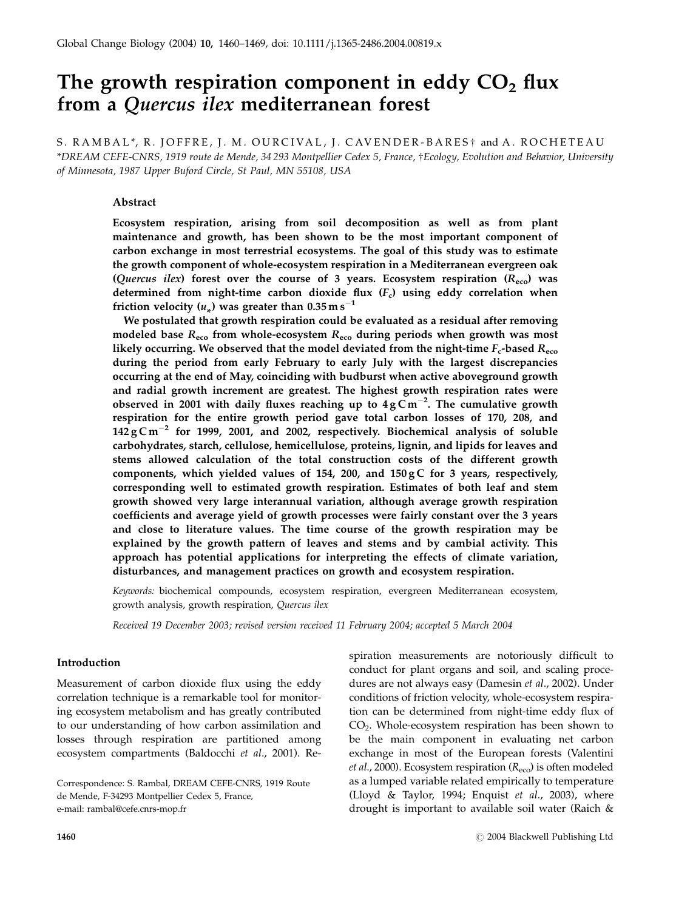# The growth respiration component in eddy $CO_2$ flux from a *Quercus ilex* mediterranean forest

S. RAMBAL*, R. JOFFRE, J. M. OURCIVAL, J. CAVENDER-BARES† and A. ROCHETEAU

*DREAM CEFE-CNRS, 1919 route de Mende, 34 293 Montpellier Cedex 5, France, †Ecology, Evolution and Behavior, University of Minnesota, 1987 Upper Buford Circle, St Paul, MN 55108, USA

## Abstract

**Ecosystem respiration, arising from soil decomposition as well as from plant maintenance and growth, has been shown to be the most important component of carbon exchange in most terrestrial ecosystems. The goal of this study was to estimate the growth component of whole-ecosystem respiration in a Mediterranean evergreen oak (*Quercus ilex*) forest over the course of 3 years. Ecosystem respiration ($R_{eco}$) was determined from night-time carbon dioxide flux ($F_c$) using eddy correlation when friction velocity ($u_*$) was greater than $0.35\,m\,s^{-1}$**

**We postulated that growth respiration could be evaluated as a residual after removing modeled base $R_{eco}$ from whole-ecosystem $R_{eco}$ during periods when growth was most likely occurring. We observed that the model deviated from the night-time $F_c$-based $R_{eco}$ during the period from early February to early July with the largest discrepancies occurring at the end of May, coinciding with budburst when active aboveground growth and radial growth increment are greatest. The highest growth respiration rates were observed in 2001 with daily fluxes reaching up to $4\,g\,C\,m^{-2}$. The cumulative growth respiration for the entire growth period gave total carbon losses of 170, 208, and $142\,g\,C\,m^{-2}$ for 1999, 2001, and 2002, respectively. Biochemical analysis of soluble carbohydrates, starch, cellulose, hemicellulose, proteins, lignin, and lipids for leaves and stems allowed calculation of the total construction costs of the different growth components, which yielded values of 154, 200, and 150 g C for 3 years, respectively, corresponding well to estimated growth respiration. Estimates of both leaf and stem growth showed very large interannual variation, although average growth respiration coefficients and average yield of growth processes were fairly constant over the 3 years and close to literature values. The time course of the growth respiration may be explained by the growth pattern of leaves and stems and by cambial activity. This approach has potential applications for interpreting the effects of climate variation, disturbances, and management practices on growth and ecosystem respiration.**

*Keywords:* biochemical compounds, ecosystem respiration, evergreen Mediterranean ecosystem, growth analysis, growth respiration, *Quercus ilex*

*Received 19 December 2003; revised version received 11 February 2004; accepted 5 March 2004*

## Introduction

Measurement of carbon dioxide flux using the eddy correlation technique is a remarkable tool for monitoring ecosystem metabolism and has greatly contributed to our understanding of how carbon assimilation and losses through respiration are partitioned among ecosystem compartments (Baldocchi *et al*., 2001). Respiration measurements are notoriously difficult to conduct for plant organs and soil, and scaling procedures are not always easy (Damesin *et al*., 2002). Under conditions of friction velocity, whole-ecosystem respiration can be determined from night-time eddy flux of $CO_2$. Whole-ecosystem respiration has been shown to be the main component in evaluating net carbon exchange in most of the European forests (Valentini *et al*., 2000). Ecosystem respiration ($R_{eco}$) is often modeled as a lumped variable related empirically to temperature (Lloyd & Taylor, 1994; Enquist *et al*., 2003), where drought is important to available soil water (Raich &

Correspondence: S. Rambal, DREAM CEFE-CNRS, 1919 Route de Mende, F-34293 Montpellier Cedex 5, France, e-mail: rambal@cefe.cnrs-mop.fr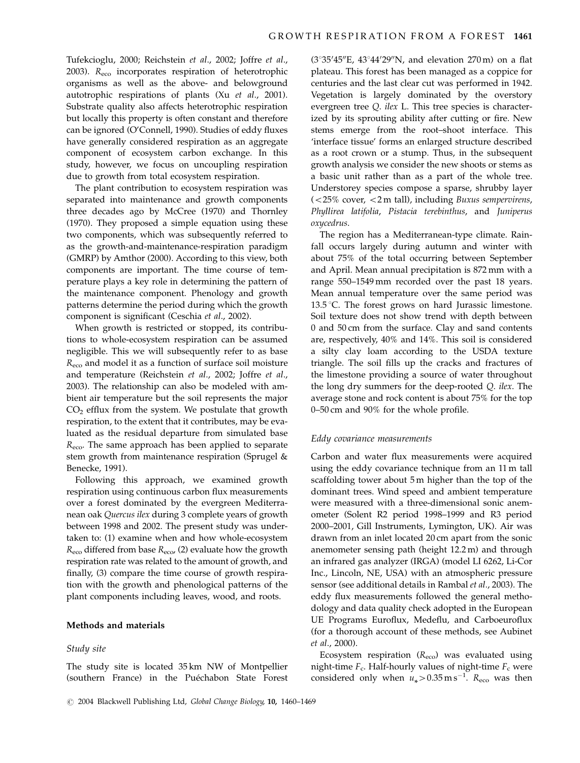Tufekcioglu, 2000; Reichstein *et al*., 2002; Joffre *et al*., 2003). $R_{eco}$ incorporates respiration of heterotrophic organisms as well as the above- and belowground autotrophic respirations of plants (Xu *et al*., 2001). Substrate quality also affects heterotrophic respiration but locally this property is often constant and therefore can be ignored (O'Connell, 1990). Studies of eddy fluxes have generally considered respiration as an aggregate component of ecosystem carbon exchange. In this study, however, we focus on uncoupling respiration due to growth from total ecosystem respiration.

The plant contribution to ecosystem respiration was separated into maintenance and growth components three decades ago by McCree (1970) and Thornley (1970). They proposed a simple equation using these two components, which was subsequently referred to as the growth-and-maintenance-respiration paradigm (GMRP) by Amthor (2000). According to this view, both components are important. The time course of temperature plays a key role in determining the pattern of the maintenance component. Phenology and growth patterns determine the period during which the growth component is significant (Ceschia *et al*., 2002).

When growth is restricted or stopped, its contributions to whole-ecosystem respiration can be assumed negligible. This we will subsequently refer to as base $R_{eco}$ and model it as a function of surface soil moisture and temperature (Reichstein *et al*., 2002; Joffre *et al*., 2003). The relationship can also be modeled with ambient air temperature but the soil represents the major $CO_2$ efflux from the system. We postulate that growth respiration, to the extent that it contributes, may be evaluated as the residual departure from simulated base $R_{eco}$. The same approach has been applied to separate stem growth from maintenance respiration (Sprugel & Benecke, 1991).

Following this approach, we examined growth respiration using continuous carbon flux measurements over a forest dominated by the evergreen Mediterranean oak *Quercus ilex* during 3 complete years of growth between 1998 and 2002. The present study was undertaken to: (1) examine when and how whole-ecosystem $R_{eco}$ differed from base $R_{eco}$, (2) evaluate how the growth respiration rate was related to the amount of growth, and finally, (3) compare the time course of growth respiration with the growth and phenological patterns of the plant components including leaves, wood, and roots.

## Methods and materials

### *Study site*

The study site is located 35 km NW of Montpellier (southern France) in the Puéchabon State Forest (3°35′45″E, 43°44′29″N, and elevation 270 m) on a flat plateau. This forest has been managed as a coppice for centuries and the last clear cut was performed in 1942. Vegetation is largely dominated by the overstory evergreen tree *Q. ilex* L. This tree species is characterized by its sprouting ability after cutting or fire. New stems emerge from the root–shoot interface. This 'interface tissue' forms an enlarged structure described as a root crown or a stump. Thus, in the subsequent growth analysis we consider the new shoots or stems as a basic unit rather than as a part of the whole tree. Understorey species compose a sparse, shrubby layer (<25% cover, <2 m tall), including *Buxus sempervirens*, *Phyllirea latifolia*, *Pistacia terebinthus*, and *Juniperus oxycedrus*.

The region has a Mediterranean-type climate. Rainfall occurs largely during autumn and winter with about 75% of the total occurring between September and April. Mean annual precipitation is 872 mm with a range 550–1549 mm recorded over the past 18 years. Mean annual temperature over the same period was 13.5 °C. The forest grows on hard Jurassic limestone. Soil texture does not show trend with depth between 0 and 50 cm from the surface. Clay and sand contents are, respectively, 40% and 14%. This soil is considered a silty clay loam according to the USDA texture triangle. The soil fills up the cracks and fractures of the limestone providing a source of water throughout the long dry summers for the deep-rooted *Q. ilex*. The average stone and rock content is about 75% for the top 0–50 cm and 90% for the whole profile.

### *Eddy covariance measurements*

Carbon and water flux measurements were acquired using the eddy covariance technique from an 11 m tall scaffolding tower about 5 m higher than the top of the dominant trees. Wind speed and ambient temperature were measured with a three-dimensional sonic anemometer (Solent R2 period 1998–1999 and R3 period 2000–2001, Gill Instruments, Lymington, UK). Air was drawn from an inlet located 20 cm apart from the sonic anemometer sensing path (height 12.2 m) and through an infrared gas analyzer (IRGA) (model LI 6262, Li-Cor Inc., Lincoln, NE, USA) with an atmospheric pressure sensor (see additional details in Rambal *et al*., 2003). The eddy flux measurements followed the general methodology and data quality check adopted in the European UE Programs Euroflux, Medeflu, and Carboeuroflux (for a thorough account of these methods, see Aubinet *et al*., 2000).

Ecosystem respiration ($R_{eco}$) was evaluated using night-time $F_c$. Half-hourly values of night-time $F_c$ were considered only when $u_* > 0.35\,\mathrm{m\,s^{-1}}$. $R_{eco}$ was then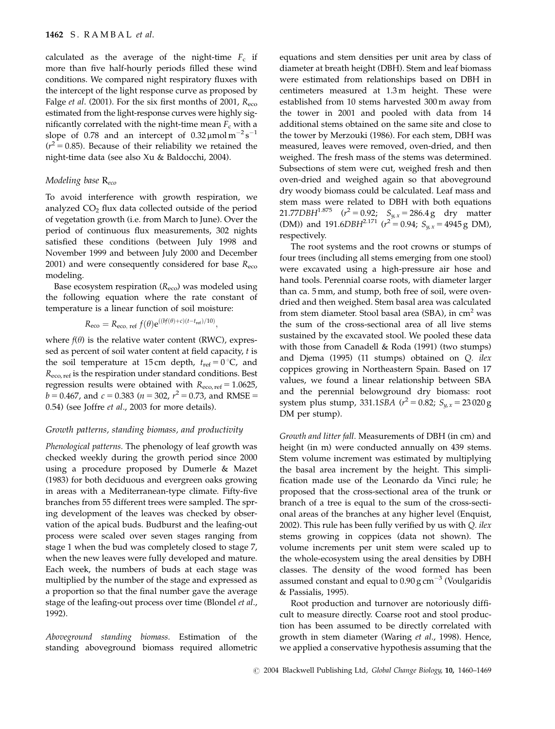calculated as the average of the night-time $F_c$ if more than five half-hourly periods filled these wind conditions. We compared night respiratory fluxes with the intercept of the light response curve as proposed by Falge *et al*. (2001). For the six first months of 2001, $R_{eco}$ estimated from the light-response curves were highly significantly correlated with the night-time mean $F_c$ with a slope of 0.78 and an intercept of 0.32 $\mu$mol m$^{-2}$ s$^{-1}$ ($r^2 = 0.85$). Because of their reliability we retained the night-time data (see also Xu & Baldocchi, 2004).

### *Modeling base R$_{eco}$*

To avoid interference with growth respiration, we analyzed $CO_2$ flux data collected outside of the period of vegetation growth (i.e. from March to June). Over the period of continuous flux measurements, 302 nights satisfied these conditions (between July 1998 and November 1999 and between July 2000 and December 2001) and were consequently considered for base $R_{eco}$ modeling.

Base ecosystem respiration ($R_{eco}$) was modeled using the following equation where the rate constant of temperature is a linear function of soil moisture:

$$R_{eco} = R_{eco,\,ref}\, f(\theta) e^{((bf(\theta)+c)(t-t_{ref})/10)},$$

where $f(\theta)$ is the relative water content (RWC), expressed as percent of soil water content at field capacity, $t$ is the soil temperature at 15 cm depth, $t_{ref} = 0\,^{\circ}$C, and $R_{eco,\,ref}$ is the respiration under standard conditions. Best regression results were obtained with $R_{eco,\,ref} = 1.0625$, $b = 0.467$, and $c = 0.383$ ($n = 302$, $r^2 = 0.73$, and RMSE $= 0.54$) (see Joffre *et al*., 2003 for more details).

### *Growth patterns, standing biomass, and productivity*

*Phenological patterns.* The phenology of leaf growth was checked weekly during the growth period since 2000 using a procedure proposed by Dumerle & Mazet (1983) for both deciduous and evergreen oaks growing in areas with a Mediterranean-type climate. Fifty-five branches from 55 different trees were sampled. The spring development of the leaves was checked by observation of the apical buds. Budburst and the leafing-out process were scaled over seven stages ranging from stage 1 when the bud was completely closed to stage 7, when the new leaves were fully developed and mature. Each week, the numbers of buds at each stage was multiplied by the number of the stage and expressed as a proportion so that the final number gave the average stage of the leafing-out process over time (Blondel *et al*., 1992).

*Aboveground standing biomass.* Estimation of the standing aboveground biomass required allometric equations and stem densities per unit area by class of diameter at breath height (DBH). Stem and leaf biomass were estimated from relationships based on DBH in centimeters measured at 1.3 m height. These were established from 10 stems harvested 300 m away from the tower in 2001 and pooled with data from 14 additional stems obtained on the same site and close to the tower by Merzouki (1986). For each stem, DBH was measured, leaves were removed, oven-dried, and then weighed. The fresh mass of the stems was determined. Subsections of stem were cut, weighed fresh and then oven-dried and weighed again so that aboveground dry woody biomass could be calculated. Leaf mass and stem mass were related to DBH with both equations $21.77DBH^{1.875}$ ($r^2 = 0.92$; $S_{y,x} = 286.4$ g dry matter (DM)) and $191.6DBH^{2.171}$ ($r^2 = 0.94$; $S_{y,x} = 4945$ g DM), respectively.

The root systems and the root crowns or stumps of four trees (including all stems emerging from one stool) were excavated using a high-pressure air hose and hand tools. Perennial coarse roots, with diameter larger than ca. 5 mm, and stump, both free of soil, were oven-dried and then weighed. Stem basal area was calculated from stem diameter. Stool basal area (SBA), in cm$^2$ was the sum of the cross-sectional area of all live stems sustained by the excavated stool. We pooled these data with those from Canadell & Roda (1991) (two stumps) and Djema (1995) (11 stumps) obtained on *Q. ilex* coppices growing in Northeastern Spain. Based on 17 values, we found a linear relationship between SBA and the perennial belowground dry biomass: root system plus stump, $331.1SBA$ ($r^2 = 0.82$; $S_{y,x} = 23\,020$ g DM per stump).

*Growth and litter fall.* Measurements of DBH (in cm) and height (in m) were conducted annually on 439 stems. Stem volume increment was estimated by multiplying the basal area increment by the height. This simplification made use of the Leonardo da Vinci rule; he proposed that the cross-sectional area of the trunk or branch of a tree is equal to the sum of the cross-sectional areas of the branches at any higher level (Enquist, 2002). This rule has been fully verified by us with *Q. ilex* stems growing in coppices (data not shown). The volume increments per unit stem were scaled up to the whole-ecosystem using the areal densities by DBH classes. The density of the wood formed has been assumed constant and equal to 0.90 g cm$^{-3}$ (Voulgaridis & Passialis, 1995).

Root production and turnover are notoriously difficult to measure directly. Coarse root and stool production has been assumed to be directly correlated with growth in stem diameter (Waring *et al*., 1998). Hence, we applied a conservative hypothesis assuming that the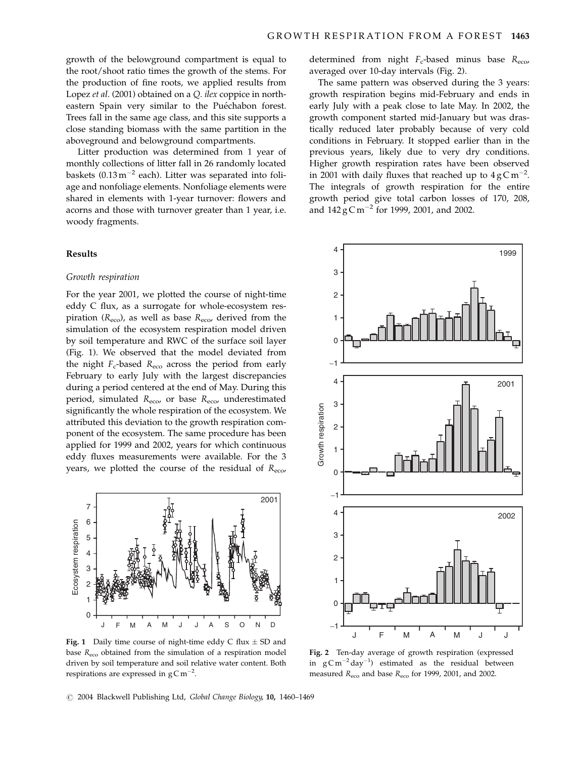growth of the belowground compartment is equal to the root/shoot ratio times the growth of the stems. For the production of fine roots, we applied results from Lopez *et al*. (2001) obtained on a *Q. ilex* coppice in northeastern Spain very similar to the Puéchabon forest. Trees fall in the same age class, and this site supports a close standing biomass with the same partition in the aboveground and belowground compartments.

Litter production was determined from 1 year of monthly collections of litter fall in 26 randomly located baskets ($0.13\,m^{-2}$ each). Litter was separated into foliage and nonfoliage elements. Nonfoliage elements were shared in elements with 1-year turnover: flowers and acorns and those with turnover greater than 1 year, i.e. woody fragments.

## Results

### *Growth respiration*

For the year 2001, we plotted the course of night-time eddy C flux, as a surrogate for whole-ecosystem respiration ($R_{eco}$), as well as base $R_{eco}$, derived from the simulation of the ecosystem respiration model driven by soil temperature and RWC of the surface soil layer (Fig. 1). We observed that the model deviated from the night $F_c$-based $R_{eco}$ across the period from early February to early July with the largest discrepancies during a period centered at the end of May. During this period, simulated $R_{eco}$, or base $R_{eco}$, underestimated significantly the whole respiration of the ecosystem. We attributed this deviation to the growth respiration component of the ecosystem. The same procedure has been applied for 1999 and 2002, years for which continuous eddy fluxes measurements were available. For the 3 years, we plotted the course of the residual of $R_{eco}$, determined from night $F_c$-based minus base $R_{eco}$, averaged over 10-day intervals (Fig. 2).

The same pattern was observed during the 3 years: growth respiration begins mid-February and ends in early July with a peak close to late May. In 2002, the growth component started mid-January but was drastically reduced later probably because of very cold conditions in February. It stopped earlier than in the previous years, likely due to very dry conditions. Higher growth respiration rates have been observed in 2001 with daily fluxes that reached up to $4\,g\,C\,m^{-2}$. The integrals of growth respiration for the entire growth period give total carbon losses of 170, 208, and $142\,g\,C\,m^{-2}$ for 1999, 2001, and 2002.

2001
Ecosystem respiration
0 1 2 3 4 5 6 7
J F M A M J J A S O N D

**Fig. 1** Daily time course of night-time eddy C flux ± SD and base $R_{eco}$ obtained from the simulation of a respiration model driven by soil temperature and soil relative water content. Both respirations are expressed in $g\,C\,m^{-2}$.

1999
2001
2002
Growth respiration
−1 0 1 2 3 4
J F M A M J J

**Fig. 2** Ten-day average of growth respiration (expressed in $g\,C\,m^{-2}\,day^{-1}$) estimated as the residual between measured $R_{eco}$ and base $R_{eco}$ for 1999, 2001, and 2002.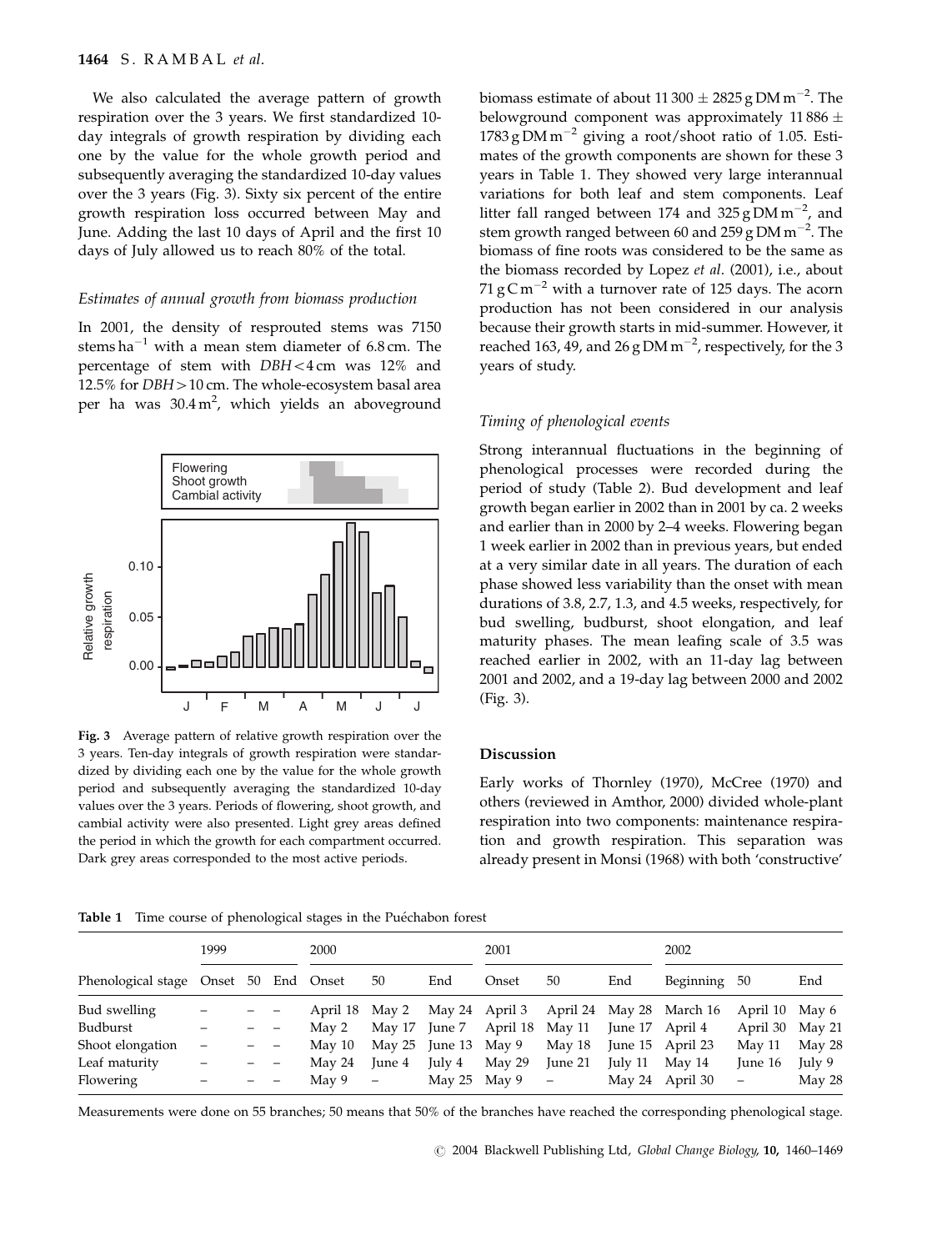We also calculated the average pattern of growth respiration over the 3 years. We first standardized 10-day integrals of growth respiration by dividing each one by the value for the whole growth period and subsequently averaging the standardized 10-day values over the 3 years (Fig. 3). Sixty six percent of the entire growth respiration loss occurred between May and June. Adding the last 10 days of April and the first 10 days of July allowed us to reach 80% of the total.

### *Estimates of annual growth from biomass production*

In 2001, the density of resprouted stems was 7150 stems $ha^{-1}$ with a mean stem diameter of 6.8 cm. The percentage of stem with *DBH* < 4 cm was 12% and 12.5% for *DBH* > 10 cm. The whole-ecosystem basal area per ha was 30.4 $m^2$, which yields an aboveground biomass estimate of about 11 300 ± 2825 g DM $m^{-2}$. The belowground component was approximately 11 886 ± 1783 g DM $m^{-2}$ giving a root/shoot ratio of 1.05. Estimates of the growth components are shown for these 3 years in Table 1. They showed very large interannual variations for both leaf and stem components. Leaf litter fall ranged between 174 and 325 g DM $m^{-2}$, and stem growth ranged between 60 and 259 g DM $m^{-2}$. The biomass of fine roots was considered to be the same as the biomass recorded by Lopez *et al.* (2001), i.e., about 71 g C $m^{-2}$ with a turnover rate of 125 days. The acorn production has not been considered in our analysis because their growth starts in mid-summer. However, it reached 163, 49, and 26 g DM $m^{-2}$, respectively, for the 3 years of study.

Flowering
Shoot growth
Cambial activity

Relative growth respiration

0.10
0.05
0.00

J F M A M J J

**Fig. 3** Average pattern of relative growth respiration over the 3 years. Ten-day integrals of growth respiration were standardized by dividing each one by the value for the whole growth period and subsequently averaging the standardized 10-day values over the 3 years. Periods of flowering, shoot growth, and cambial activity were also presented. Light grey areas defined the period in which the growth for each compartment occurred. Dark grey areas corresponded to the most active periods.

### *Timing of phenological events*

Strong interannual fluctuations in the beginning of phenological processes were recorded during the period of study (Table 2). Bud development and leaf growth began earlier in 2002 than in 2001 by ca. 2 weeks and earlier than in 2000 by 2–4 weeks. Flowering began 1 week earlier in 2002 than in previous years, but ended at a very similar date in all years. The duration of each phase showed less variability than the onset with mean durations of 3.8, 2.7, 1.3, and 4.5 weeks, respectively, for bud swelling, budburst, shoot elongation, and leaf maturity phases. The mean leafing scale of 3.5 was reached earlier in 2002, with an 11-day lag between 2001 and 2002, and a 19-day lag between 2000 and 2002 (Fig. 3).

## Discussion

Early works of Thornley (1970), McCree (1970) and others (reviewed in Amthor, 2000) divided whole-plant respiration into two components: maintenance respiration and growth respiration. This separation was already present in Monsi (1968) with both 'constructive'

**Table 1** Time course of phenological stages in the Puéchabon forest

| | 1999 | | | 2000 | | | 2001 | | | 2002 | | |
|---|---|---|---|---|---|---|---|---|---|---|---|---|
| Phenological stage | Onset | 50 | End | Onset | 50 | End | Onset | 50 | End | Beginning | 50 | End |
| Bud swelling | – | – | – | April 18 | May 2 | May 24 | April 3 | April 24 | May 28 | March 16 | April 10 | May 6 |
| Budburst | – | – | – | May 2 | May 17 | June 7 | April 18 | May 11 | June 17 | April 4 | April 30 | May 21 |
| Shoot elongation | – | – | – | May 10 | May 25 | June 13 | May 9 | May 18 | June 15 | April 23 | May 11 | May 28 |
| Leaf maturity | – | – | – | May 24 | June 4 | July 4 | May 29 | June 21 | July 11 | May 14 | June 16 | July 9 |
| Flowering | – | – | – | May 9 | – | May 25 | May 9 | – | May 24 | April 30 | – | May 28 |

Measurements were done on 55 branches; 50 means that 50% of the branches have reached the corresponding phenological stage.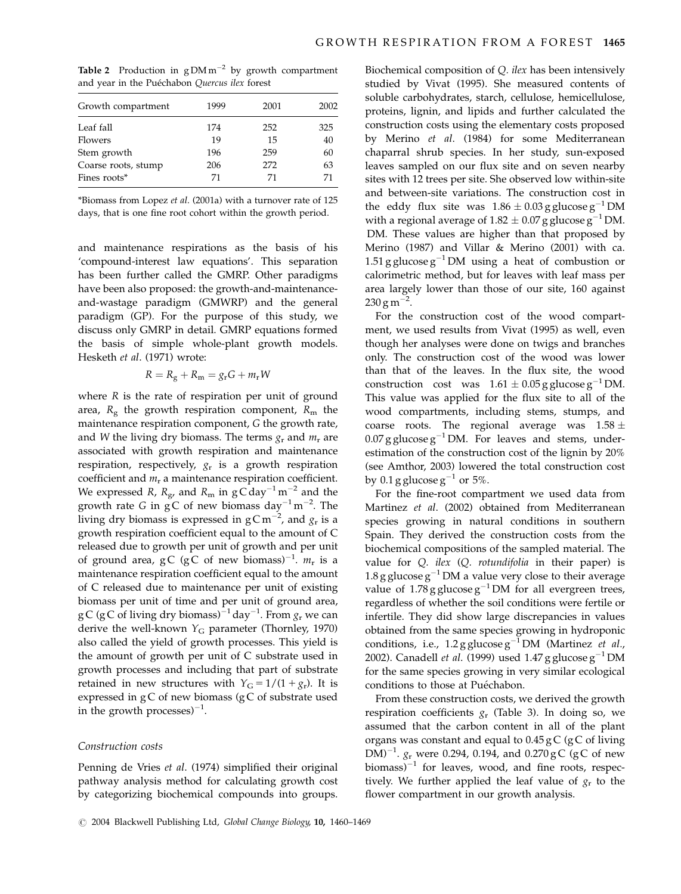**Table 2** Production in $g\,DM\,m^{-2}$ by growth compartment and year in the Puéchabon *Quercus ilex* forest

| Growth compartment | 1999 | 2001 | 2002 |
|---|---|---|---|
| Leaf fall | 174 | 252 | 325 |
| Flowers | 19 | 15 | 40 |
| Stem growth | 196 | 259 | 60 |
| Coarse roots, stump | 206 | 272 | 63 |
| Fines roots* | 71 | 71 | 71 |

*Biomass from Lopez *et al*. (2001a) with a turnover rate of 125 days, that is one fine root cohort within the growth period.

and maintenance respirations as the basis of his 'compound-interest law equations'. This separation has been further called the GMRP. Other paradigms have been also proposed: the growth-and-maintenance-and-wastage paradigm (GMWRP) and the general paradigm (GP). For the purpose of this study, we discuss only GMRP in detail. GMRP equations formed the basis of simple whole-plant growth models. Hesketh *et al*. (1971) wrote:

$$R = R_g + R_m = g_r G + m_r W$$

where $R$ is the rate of respiration per unit of ground area, $R_g$ the growth respiration component, $R_m$ the maintenance respiration component, $G$ the growth rate, and $W$ the living dry biomass. The terms $g_r$ and $m_r$ are associated with growth respiration and maintenance respiration, respectively, $g_r$ is a growth respiration coefficient and $m_r$ a maintenance respiration coefficient. We expressed $R$, $R_g$, and $R_m$ in $g\,C\,day^{-1}\,m^{-2}$ and the growth rate $G$ in g C of new biomass $day^{-1}\,m^{-2}$. The living dry biomass is expressed in $g\,C\,m^{-2}$, and $g_r$ is a growth respiration coefficient equal to the amount of C released due to growth per unit of growth and per unit of ground area, g C (g C of new biomass)$^{-1}$. $m_r$ is a maintenance respiration coefficient equal to the amount of C released due to maintenance per unit of existing biomass per unit of time and per unit of ground area, g C (g C of living dry biomass)$^{-1}$ day$^{-1}$. From $g_r$ we can derive the well-known $Y_G$ parameter (Thornley, 1970) also called the yield of growth processes. This yield is the amount of growth per unit of C substrate used in growth processes and including that part of substrate retained in new structures with $Y_G = 1/(1 + g_r)$. It is expressed in g C of new biomass (g C of substrate used in the growth processes)$^{-1}$.

### *Construction costs*

Penning de Vries *et al*. (1974) simplified their original pathway analysis method for calculating growth cost by categorizing biochemical compounds into groups. Biochemical composition of *Q. ilex* has been intensively studied by Vivat (1995). She measured contents of soluble carbohydrates, starch, cellulose, hemicellulose, proteins, lignin, and lipids and further calculated the construction costs using the elementary costs proposed by Merino *et al*. (1984) for some Mediterranean chaparral shrub species. In her study, sun-exposed leaves sampled on our flux site and on seven nearby sites with 12 trees per site. She observed low within-site and between-site variations. The construction cost in the eddy flux site was $1.86 \pm 0.03$ g glucose $g^{-1}$ DM with a regional average of $1.82 \pm 0.07$ g glucose $g^{-1}$ DM. DM. These values are higher than that proposed by Merino (1987) and Villar & Merino (2001) with ca. 1.51 g glucose $g^{-1}$ DM using a heat of combustion or calorimetric method, but for leaves with leaf mass per area largely lower than those of our site, 160 against 230 $g\,m^{-2}$.

For the construction cost of the wood compartment, we used results from Vivat (1995) as well, even though her analyses were done on twigs and branches only. The construction cost of the wood was lower than that of the leaves. In the flux site, the wood construction cost was $1.61 \pm 0.05$ g glucose $g^{-1}$ DM. This value was applied for the flux site to all of the wood compartments, including stems, stumps, and coarse roots. The regional average was $1.58 \pm 0.07$ g glucose $g^{-1}$ DM. For leaves and stems, underestimation of the construction cost of the lignin by 20% (see Amthor, 2003) lowered the total construction cost by 0.1 g glucose $g^{-1}$ or 5%.

For the fine-root compartment we used data from Martinez *et al*. (2002) obtained from Mediterranean species growing in natural conditions in southern Spain. They derived the construction costs from the biochemical compositions of the sampled material. The value for *Q. ilex* (*Q. rotundifolia* in their paper) is 1.8 g glucose $g^{-1}$ DM a value very close to their average value of 1.78 g glucose $g^{-1}$ DM for all evergreen trees, regardless of whether the soil conditions were fertile or infertile. They did show large discrepancies in values obtained from the same species growing in hydroponic conditions, i.e., 1.2 g glucose $g^{-1}$ DM (Martinez *et al*., 2002). Canadell *et al*. (1999) used 1.47 g glucose $g^{-1}$ DM for the same species growing in very similar ecological conditions to those at Puéchabon.

From these construction costs, we derived the growth respiration coefficients $g_r$ (Table 3). In doing so, we assumed that the carbon content in all of the plant organs was constant and equal to 0.45 g C (g C of living DM)$^{-1}$. $g_r$ were 0.294, 0.194, and 0.270 g C (g C of new biomass)$^{-1}$ for leaves, wood, and fine roots, respectively. We further applied the leaf value of $g_r$ to the flower compartment in our growth analysis.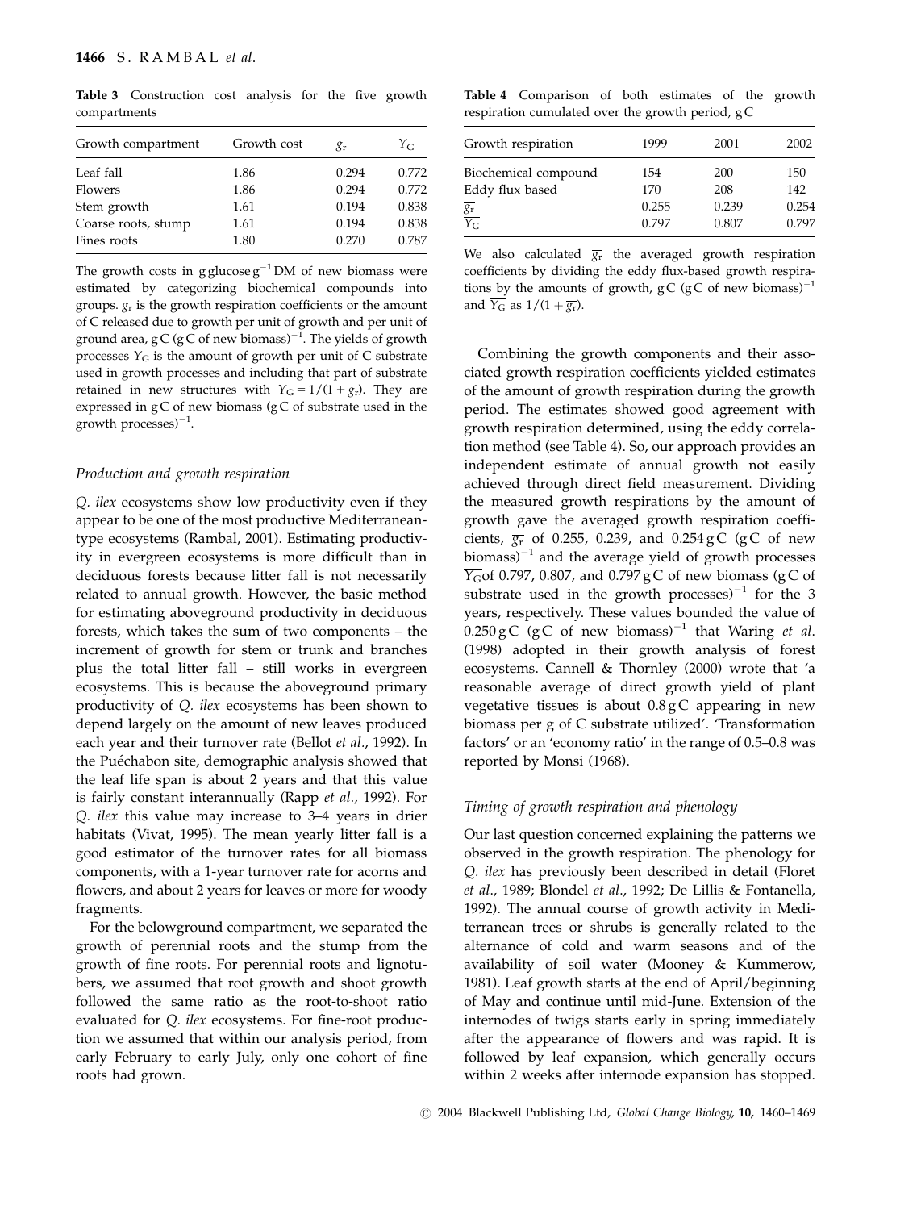**Table 3** Construction cost analysis for the five growth compartments

| Growth compartment | Growth cost | $g_r$ | $Y_G$ |
|---|---|---|---|
| Leaf fall | 1.86 | 0.294 | 0.772 |
| Flowers | 1.86 | 0.294 | 0.772 |
| Stem growth | 1.61 | 0.194 | 0.838 |
| Coarse roots, stump | 1.61 | 0.194 | 0.838 |
| Fines roots | 1.80 | 0.270 | 0.787 |

The growth costs in g glucose $g^{-1}$ DM of new biomass were estimated by categorizing biochemical compounds into groups. $g_r$ is the growth respiration coefficients or the amount of C released due to growth per unit of growth and per unit of ground area, g C (g C of new biomass)$^{-1}$. The yields of growth processes $Y_G$ is the amount of growth per unit of C substrate used in growth processes and including that part of substrate retained in new structures with $Y_G = 1/(1+g_r)$. They are expressed in g C of new biomass (g C of substrate used in the growth processes)$^{-1}$.

**Table 4** Comparison of both estimates of the growth respiration cumulated over the growth period, g C

| Growth respiration | 1999 | 2001 | 2002 |
|---|---|---|---|
| Biochemical compound | 154 | 200 | 150 |
| Eddy flux based | 170 | 208 | 142 |
| $\overline{g_r}$ | 0.255 | 0.239 | 0.254 |
| $\overline{Y_G}$ | 0.797 | 0.807 | 0.797 |

We also calculated $\overline{g_r}$ the averaged growth respiration coefficients by dividing the eddy flux-based growth respirations by the amounts of growth, g C (g C of new biomass)$^{-1}$ and $\overline{Y_G}$ as $1/(1+\overline{g_r})$.

### Production and growth respiration

*Q. ilex* ecosystems show low productivity even if they appear to be one of the most productive Mediterranean-type ecosystems (Rambal, 2001). Estimating productivity in evergreen ecosystems is more difficult than in deciduous forests because litter fall is not necessarily related to annual growth. However, the basic method for estimating aboveground productivity in deciduous forests, which takes the sum of two components – the increment of growth for stem or trunk and branches plus the total litter fall – still works in evergreen ecosystems. This is because the aboveground primary productivity of *Q. ilex* ecosystems has been shown to depend largely on the amount of new leaves produced each year and their turnover rate (Bellot *et al*., 1992). In the Puéchabon site, demographic analysis showed that the leaf life span is about 2 years and that this value is fairly constant interannually (Rapp *et al*., 1992). For *Q. ilex* this value may increase to 3–4 years in drier habitats (Vivat, 1995). The mean yearly litter fall is a good estimator of the turnover rates for all biomass components, with a 1-year turnover rate for acorns and flowers, and about 2 years for leaves or more for woody fragments.

For the belowground compartment, we separated the growth of perennial roots and the stump from the growth of fine roots. For perennial roots and lignotubers, we assumed that root growth and shoot growth followed the same ratio as the root-to-shoot ratio evaluated for *Q. ilex* ecosystems. For fine-root production we assumed that within our analysis period, from early February to early July, only one cohort of fine roots had grown.

Combining the growth components and their associated growth respiration coefficients yielded estimates of the amount of growth respiration during the growth period. The estimates showed good agreement with growth respiration determined, using the eddy correlation method (see Table 4). So, our approach provides an independent estimate of annual growth not easily achieved through direct field measurement. Dividing the measured growth respirations by the amount of growth gave the averaged growth respiration coefficients, $\overline{g_r}$ of 0.255, 0.239, and 0.254 g C (g C of new biomass)$^{-1}$ and the average yield of growth processes $\overline{Y_G}$ of 0.797, 0.807, and 0.797 g C of new biomass (g C of substrate used in the growth processes)$^{-1}$ for the 3 years, respectively. These values bounded the value of 0.250 g C (g C of new biomass)$^{-1}$ that Waring *et al*. (1998) adopted in their growth analysis of forest ecosystems. Cannell & Thornley (2000) wrote that 'a reasonable average of direct growth yield of plant vegetative tissues is about 0.8 g C appearing in new biomass per g of C substrate utilized'. 'Transformation factors' or an 'economy ratio' in the range of 0.5–0.8 was reported by Monsi (1968).

### Timing of growth respiration and phenology

Our last question concerned explaining the patterns we observed in the growth respiration. The phenology for *Q. ilex* has previously been described in detail (Floret *et al*., 1989; Blondel *et al*., 1992; De Lillis & Fontanella, 1992). The annual course of growth activity in Mediterranean trees or shrubs is generally related to the alternance of cold and warm seasons and of the availability of soil water (Mooney & Kummerow, 1981). Leaf growth starts at the end of April/beginning of May and continue until mid-June. Extension of the internodes of twigs starts early in spring immediately after the appearance of flowers and was rapid. It is followed by leaf expansion, which generally occurs within 2 weeks after internode expansion has stopped.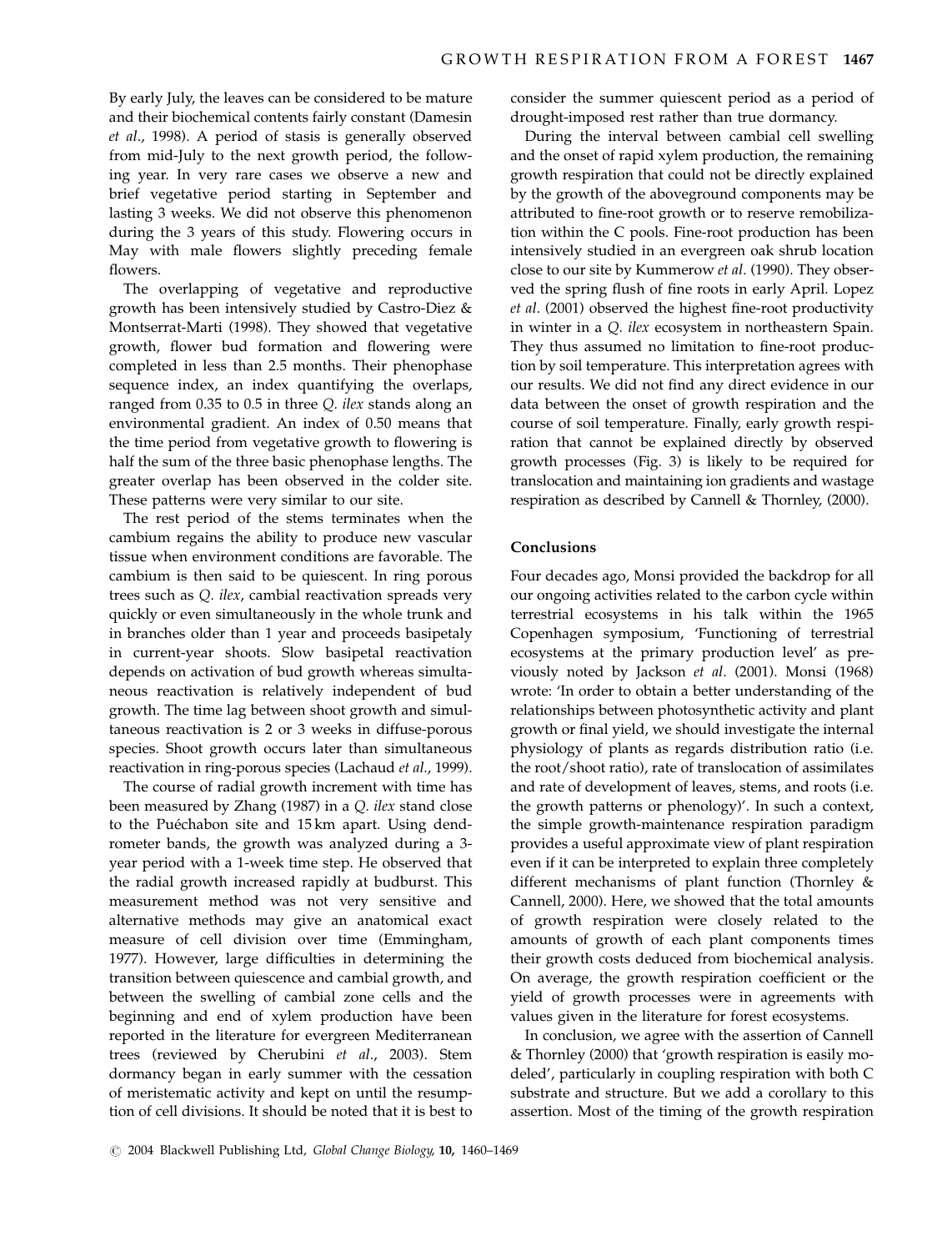By early July, the leaves can be considered to be mature and their biochemical contents fairly constant (Damesin *et al*., 1998). A period of stasis is generally observed from mid-July to the next growth period, the following year. In very rare cases we observe a new and brief vegetative period starting in September and lasting 3 weeks. We did not observe this phenomenon during the 3 years of this study. Flowering occurs in May with male flowers slightly preceding female flowers.

The overlapping of vegetative and reproductive growth has been intensively studied by Castro-Diez & Montserrat-Marti (1998). They showed that vegetative growth, flower bud formation and flowering were completed in less than 2.5 months. Their phenophase sequence index, an index quantifying the overlaps, ranged from 0.35 to 0.5 in three *Q. ilex* stands along an environmental gradient. An index of 0.50 means that the time period from vegetative growth to flowering is half the sum of the three basic phenophase lengths. The greater overlap has been observed in the colder site. These patterns were very similar to our site.

The rest period of the stems terminates when the cambium regains the ability to produce new vascular tissue when environment conditions are favorable. The cambium is then said to be quiescent. In ring porous trees such as *Q. ilex*, cambial reactivation spreads very quickly or even simultaneously in the whole trunk and in branches older than 1 year and proceeds basipetaly in current-year shoots. Slow basipetal reactivation depends on activation of bud growth whereas simultaneous reactivation is relatively independent of bud growth. The time lag between shoot growth and simultaneous reactivation is 2 or 3 weeks in diffuse-porous species. Shoot growth occurs later than simultaneous reactivation in ring-porous species (Lachaud *et al*., 1999).

The course of radial growth increment with time has been measured by Zhang (1987) in a *Q. ilex* stand close to the Puéchabon site and 15 km apart. Using dendrometer bands, the growth was analyzed during a 3-year period with a 1-week time step. He observed that the radial growth increased rapidly at budburst. This measurement method was not very sensitive and alternative methods may give an anatomical exact measure of cell division over time (Emmingham, 1977). However, large difficulties in determining the transition between quiescence and cambial growth, and between the swelling of cambial zone cells and the beginning and end of xylem production have been reported in the literature for evergreen Mediterranean trees (reviewed by Cherubini *et al*., 2003). Stem dormancy began in early summer with the cessation of meristematic activity and kept on until the resumption of cell divisions. It should be noted that it is best to consider the summer quiescent period as a period of drought-imposed rest rather than true dormancy.

During the interval between cambial cell swelling and the onset of rapid xylem production, the remaining growth respiration that could not be directly explained by the growth of the aboveground components may be attributed to fine-root growth or to reserve remobilization within the C pools. Fine-root production has been intensively studied in an evergreen oak shrub location close to our site by Kummerow *et al*. (1990). They observed the spring flush of fine roots in early April. Lopez *et al*. (2001) observed the highest fine-root productivity in winter in a *Q. ilex* ecosystem in northeastern Spain. They thus assumed no limitation to fine-root production by soil temperature. This interpretation agrees with our results. We did not find any direct evidence in our data between the onset of growth respiration and the course of soil temperature. Finally, early growth respiration that cannot be explained directly by observed growth processes (Fig. 3) is likely to be required for translocation and maintaining ion gradients and wastage respiration as described by Cannell & Thornley, (2000).

## Conclusions

Four decades ago, Monsi provided the backdrop for all our ongoing activities related to the carbon cycle within terrestrial ecosystems in his talk within the 1965 Copenhagen symposium, 'Functioning of terrestrial ecosystems at the primary production level' as previously noted by Jackson *et al*. (2001). Monsi (1968) wrote: 'In order to obtain a better understanding of the relationships between photosynthetic activity and plant growth or final yield, we should investigate the internal physiology of plants as regards distribution ratio (i.e. the root/shoot ratio), rate of translocation of assimilates and rate of development of leaves, stems, and roots (i.e. the growth patterns or phenology)'. In such a context, the simple growth-maintenance respiration paradigm provides a useful approximate view of plant respiration even if it can be interpreted to explain three completely different mechanisms of plant function (Thornley & Cannell, 2000). Here, we showed that the total amounts of growth respiration were closely related to the amounts of growth of each plant components times their growth costs deduced from biochemical analysis. On average, the growth respiration coefficient or the yield of growth processes were in agreements with values given in the literature for forest ecosystems.

In conclusion, we agree with the assertion of Cannell & Thornley (2000) that 'growth respiration is easily modeled', particularly in coupling respiration with both C substrate and structure. But we add a corollary to this assertion. Most of the timing of the growth respiration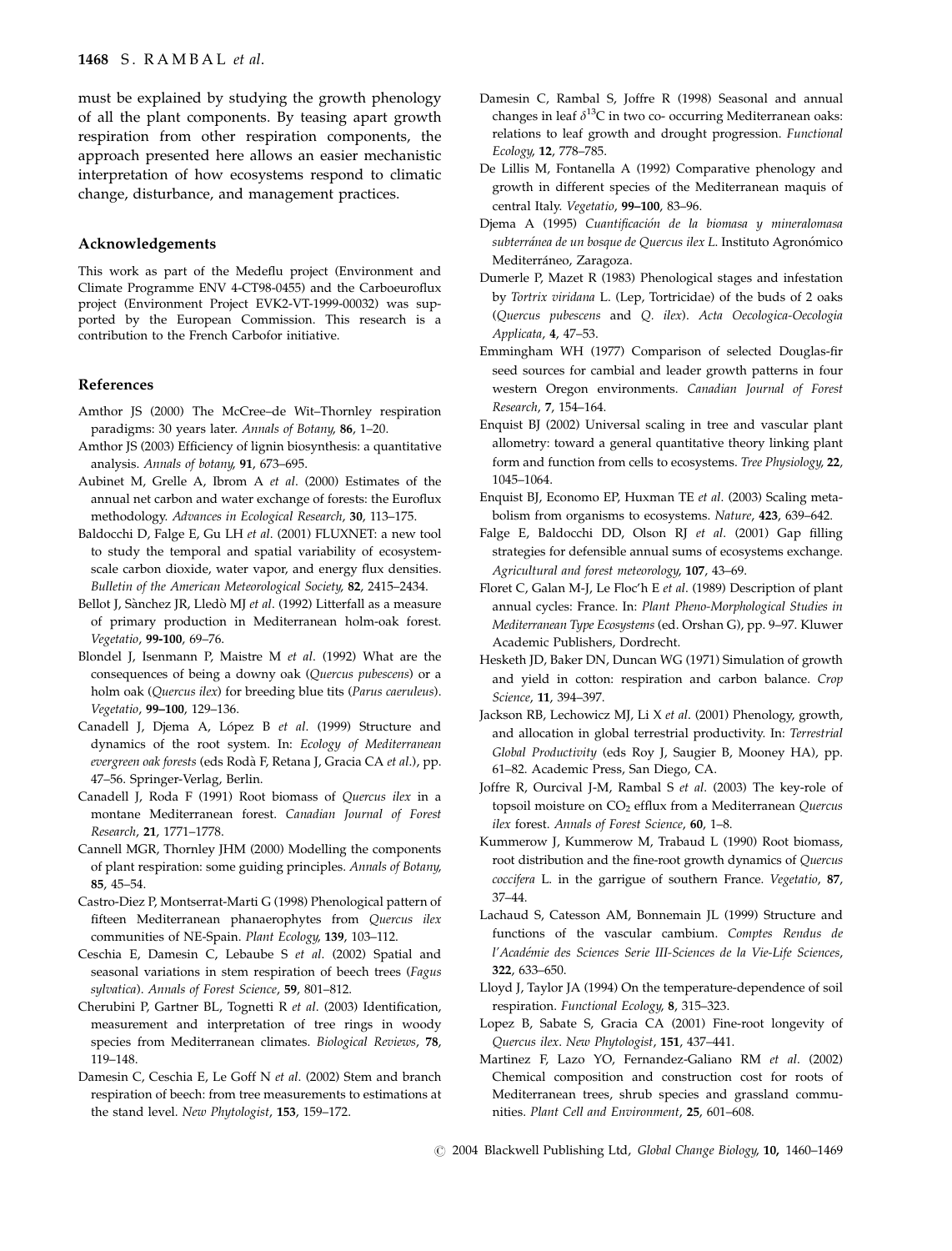must be explained by studying the growth phenology of all the plant components. By teasing apart growth respiration from other respiration components, the approach presented here allows an easier mechanistic interpretation of how ecosystems respond to climatic change, disturbance, and management practices.

## Acknowledgements

This work as part of the Medeflu project (Environment and Climate Programme ENV 4-CT98-0455) and the Carboeuroflux project (Environment Project EVK2-VT-1999-00032) was supported by the European Commission. This research is a contribution to the French Carbofor initiative.

## References

Amthor JS (2000) The McCree–de Wit–Thornley respiration paradigms: 30 years later. *Annals of Botany*, **86**, 1–20.

Amthor JS (2003) Efficiency of lignin biosynthesis: a quantitative analysis. *Annals of botany*, **91**, 673–695.

Aubinet M, Grelle A, Ibrom A *et al.* (2000) Estimates of the annual net carbon and water exchange of forests: the Euroflux methodology. *Advances in Ecological Research*, **30**, 113–175.

Baldocchi D, Falge E, Gu LH *et al.* (2001) FLUXNET: a new tool to study the temporal and spatial variability of ecosystem-scale carbon dioxide, water vapor, and energy flux densities. *Bulletin of the American Meteorological Society*, **82**, 2415–2434.

Bellot J, Sànchez JR, Lledò MJ *et al.* (1992) Litterfall as a measure of primary production in Mediterranean holm-oak forest. *Vegetatio*, **99-100**, 69–76.

Blondel J, Isenmann P, Maistre M *et al.* (1992) What are the consequences of being a downy oak (*Quercus pubescens*) or a holm oak (*Quercus ilex*) for breeding blue tits (*Parus caeruleus*). *Vegetatio*, **99–100**, 129–136.

Canadell J, Djema A, López B *et al.* (1999) Structure and dynamics of the root system. In: *Ecology of Mediterranean evergreen oak forests* (eds Rodà F, Retana J, Gracia CA *et al.*), pp. 47–56. Springer-Verlag, Berlin.

Canadell J, Roda F (1991) Root biomass of *Quercus ilex* in a montane Mediterranean forest. *Canadian Journal of Forest Research*, **21**, 1771–1778.

Cannell MGR, Thornley JHM (2000) Modelling the components of plant respiration: some guiding principles. *Annals of Botany*, **85**, 45–54.

Castro-Diez P, Montserrat-Marti G (1998) Phenological pattern of fifteen Mediterranean phanaerophytes from *Quercus ilex* communities of NE-Spain. *Plant Ecology*, **139**, 103–112.

Ceschia E, Damesin C, Lebaube S *et al.* (2002) Spatial and seasonal variations in stem respiration of beech trees (*Fagus sylvatica*). *Annals of Forest Science*, **59**, 801–812.

Cherubini P, Gartner BL, Tognetti R *et al.* (2003) Identification, measurement and interpretation of tree rings in woody species from Mediterranean climates. *Biological Reviews*, **78**, 119–148.

Damesin C, Ceschia E, Le Goff N *et al.* (2002) Stem and branch respiration of beech: from tree measurements to estimations at the stand level. *New Phytologist*, **153**, 159–172.

Damesin C, Rambal S, Joffre R (1998) Seasonal and annual changes in leaf $\delta^{13}C$ in two co- occurring Mediterranean oaks: relations to leaf growth and drought progression. *Functional Ecology*, **12**, 778–785.

De Lillis M, Fontanella A (1992) Comparative phenology and growth in different species of the Mediterranean maquis of central Italy. *Vegetatio*, **99–100**, 83–96.

Djema A (1995) *Cuantificación de la biomasa y mineralomasa subterránea de un bosque de Quercus ilex L.* Instituto Agronómico Mediterráneo, Zaragoza.

Dumerle P, Mazet R (1983) Phenological stages and infestation by *Tortrix viridana* L. (Lep, Tortricidae) of the buds of 2 oaks (*Quercus pubescens* and *Q. ilex*). *Acta Oecologica-Oecologia Applicata*, **4**, 47–53.

Emmingham WH (1977) Comparison of selected Douglas-fir seed sources for cambial and leader growth patterns in four western Oregon environments. *Canadian Journal of Forest Research*, **7**, 154–164.

Enquist BJ (2002) Universal scaling in tree and vascular plant allometry: toward a general quantitative theory linking plant form and function from cells to ecosystems. *Tree Physiology*, **22**, 1045–1064.

Enquist BJ, Economo EP, Huxman TE *et al.* (2003) Scaling metabolism from organisms to ecosystems. *Nature*, **423**, 639–642.

Falge E, Baldocchi DD, Olson RJ *et al.* (2001) Gap filling strategies for defensible annual sums of ecosystems exchange. *Agricultural and forest meteorology*, **107**, 43–69.

Floret C, Galan M-J, Le Floc'h E *et al.* (1989) Description of plant annual cycles: France. In: *Plant Pheno-Morphological Studies in Mediterranean Type Ecosystems* (ed. Orshan G), pp. 9–97. Kluwer Academic Publishers, Dordrecht.

Hesketh JD, Baker DN, Duncan WG (1971) Simulation of growth and yield in cotton: respiration and carbon balance. *Crop Science*, **11**, 394–397.

Jackson RB, Lechowicz MJ, Li X *et al.* (2001) Phenology, growth, and allocation in global terrestrial productivity. In: *Terrestrial Global Productivity* (eds Roy J, Saugier B, Mooney HA), pp. 61–82. Academic Press, San Diego, CA.

Joffre R, Ourcival J-M, Rambal S *et al.* (2003) The key-role of topsoil moisture on $CO_2$ efflux from a Mediterranean *Quercus ilex* forest. *Annals of Forest Science*, **60**, 1–8.

Kummerow J, Kummerow M, Trabaud L (1990) Root biomass, root distribution and the fine-root growth dynamics of *Quercus coccifera* L. in the garrigue of southern France. *Vegetatio*, **87**, 37–44.

Lachaud S, Catesson AM, Bonnemain JL (1999) Structure and functions of the vascular cambium. *Comptes Rendus de l'Académie des Sciences Serie III-Sciences de la Vie-Life Sciences*, **322**, 633–650.

Lloyd J, Taylor JA (1994) On the temperature-dependence of soil respiration. *Functional Ecology*, **8**, 315–323.

Lopez B, Sabate S, Gracia CA (2001) Fine-root longevity of *Quercus ilex*. *New Phytologist*, **151**, 437–441.

Martinez F, Lazo YO, Fernandez-Galiano RM *et al.* (2002) Chemical composition and construction cost for roots of Mediterranean trees, shrub species and grassland communities. *Plant Cell and Environment*, **25**, 601–608.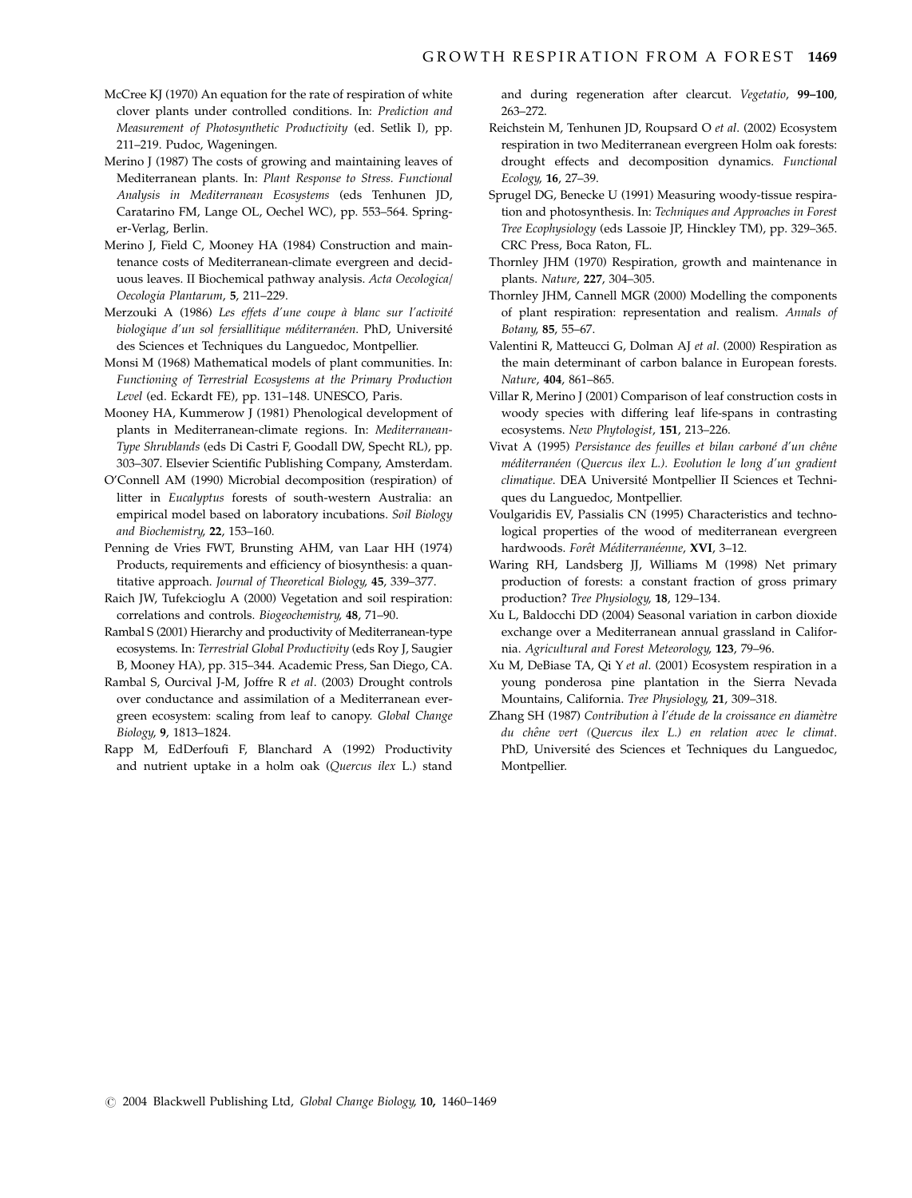McCree KJ (1970) An equation for the rate of respiration of white clover plants under controlled conditions. In: *Prediction and Measurement of Photosynthetic Productivity* (ed. Setlik I), pp. 211–219. Pudoc, Wageningen.

Merino J (1987) The costs of growing and maintaining leaves of Mediterranean plants. In: *Plant Response to Stress. Functional Analysis in Mediterranean Ecosystems* (eds Tenhunen JD, Caratarino FM, Lange OL, Oechel WC), pp. 553–564. Springer-Verlag, Berlin.

Merino J, Field C, Mooney HA (1984) Construction and maintenance costs of Mediterranean-climate evergreen and deciduous leaves. II Biochemical pathway analysis. *Acta Oecologica/Oecologia Plantarum*, **5**, 211–229.

Merzouki A (1986) *Les effets d'une coupe à blanc sur l'activité biologique d'un sol fersiallitique méditerranéen*. PhD, Université des Sciences et Techniques du Languedoc, Montpellier.

Monsi M (1968) Mathematical models of plant communities. In: *Functioning of Terrestrial Ecosystems at the Primary Production Level* (ed. Eckardt FE), pp. 131–148. UNESCO, Paris.

Mooney HA, Kummerow J (1981) Phenological development of plants in Mediterranean-climate regions. In: *Mediterranean-Type Shrublands* (eds Di Castri F, Goodall DW, Specht RL), pp. 303–307. Elsevier Scientific Publishing Company, Amsterdam.

O'Connell AM (1990) Microbial decomposition (respiration) of litter in *Eucalyptus* forests of south-western Australia: an empirical model based on laboratory incubations. *Soil Biology and Biochemistry*, **22**, 153–160.

Penning de Vries FWT, Brunsting AHM, van Laar HH (1974) Products, requirements and efficiency of biosynthesis: a quantitative approach. *Journal of Theoretical Biology*, **45**, 339–377.

Raich JW, Tufekcioglu A (2000) Vegetation and soil respiration: correlations and controls. *Biogeochemistry*, **48**, 71–90.

Rambal S (2001) Hierarchy and productivity of Mediterranean-type ecosystems. In: *Terrestrial Global Productivity* (eds Roy J, Saugier B, Mooney HA), pp. 315–344. Academic Press, San Diego, CA.

Rambal S, Ourcival J-M, Joffre R *et al*. (2003) Drought controls over conductance and assimilation of a Mediterranean evergreen ecosystem: scaling from leaf to canopy. *Global Change Biology*, **9**, 1813–1824.

Rapp M, EdDerfoufi F, Blanchard A (1992) Productivity and nutrient uptake in a holm oak (*Quercus ilex* L.) stand and during regeneration after clearcut. *Vegetatio*, **99–100**, 263–272.

Reichstein M, Tenhunen JD, Roupsard O *et al*. (2002) Ecosystem respiration in two Mediterranean evergreen Holm oak forests: drought effects and decomposition dynamics. *Functional Ecology*, **16**, 27–39.

Sprugel DG, Benecke U (1991) Measuring woody-tissue respiration and photosynthesis. In: *Techniques and Approaches in Forest Tree Ecophysiology* (eds Lassoie JP, Hinckley TM), pp. 329–365. CRC Press, Boca Raton, FL.

Thornley JHM (1970) Respiration, growth and maintenance in plants. *Nature*, **227**, 304–305.

Thornley JHM, Cannell MGR (2000) Modelling the components of plant respiration: representation and realism. *Annals of Botany*, **85**, 55–67.

Valentini R, Matteucci G, Dolman AJ *et al*. (2000) Respiration as the main determinant of carbon balance in European forests. *Nature*, **404**, 861–865.

Villar R, Merino J (2001) Comparison of leaf construction costs in woody species with differing leaf life-spans in contrasting ecosystems. *New Phytologist*, **151**, 213–226.

Vivat A (1995) *Persistance des feuilles et bilan carboné d'un chêne méditerranéen (Quercus ilex L.). Evolution le long d'un gradient climatique*. DEA Université Montpellier II Sciences et Techniques du Languedoc, Montpellier.

Voulgaridis EV, Passialis CN (1995) Characteristics and technological properties of the wood of mediterranean evergreen hardwoods. *Forêt Méditerranéenne*, **XVI**, 3–12.

Waring RH, Landsberg JJ, Williams M (1998) Net primary production of forests: a constant fraction of gross primary production? *Tree Physiology*, **18**, 129–134.

Xu L, Baldocchi DD (2004) Seasonal variation in carbon dioxide exchange over a Mediterranean annual grassland in California. *Agricultural and Forest Meteorology*, **123**, 79–96.

Xu M, DeBiase TA, Qi Y *et al*. (2001) Ecosystem respiration in a young ponderosa pine plantation in the Sierra Nevada Mountains, California. *Tree Physiology*, **21**, 309–318.

Zhang SH (1987) *Contribution à l'étude de la croissance en diamètre du chêne vert (Quercus ilex L.) en relation avec le climat*. PhD, Université des Sciences et Techniques du Languedoc, Montpellier.